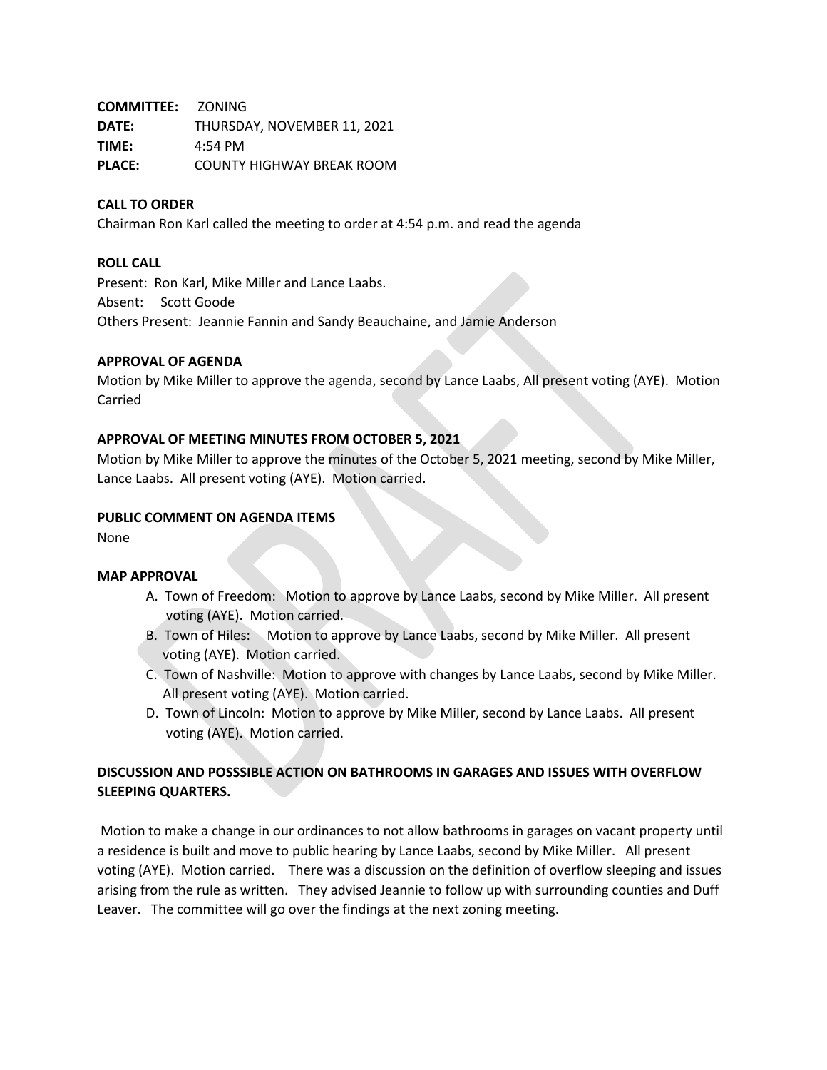**COMMITTEE:** ZONING
**DATE:** THURSDAY, NOVEMBER 11, 2021
**TIME:** 4:54 PM
**PLACE:** COUNTY HIGHWAY BREAK ROOM

**CALL TO ORDER**

Chairman Ron Karl called the meeting to order at 4:54 p.m. and read the agenda

**ROLL CALL**

Present: Ron Karl, Mike Miller and Lance Laabs.
Absent: Scott Goode
Others Present: Jeannie Fannin and Sandy Beauchaine, and Jamie Anderson

**APPROVAL OF AGENDA**

Motion by Mike Miller to approve the agenda, second by Lance Laabs, All present voting (AYE). Motion Carried

**APPROVAL OF MEETING MINUTES FROM OCTOBER 5, 2021**

Motion by Mike Miller to approve the minutes of the October 5, 2021 meeting, second by Mike Miller, Lance Laabs. All present voting (AYE). Motion carried.

**PUBLIC COMMENT ON AGENDA ITEMS**

None

**MAP APPROVAL**

A. Town of Freedom: Motion to approve by Lance Laabs, second by Mike Miller. All present voting (AYE). Motion carried.
B. Town of Hiles: Motion to approve by Lance Laabs, second by Mike Miller. All present voting (AYE). Motion carried.
C. Town of Nashville: Motion to approve with changes by Lance Laabs, second by Mike Miller. All present voting (AYE). Motion carried.
D. Town of Lincoln: Motion to approve by Mike Miller, second by Lance Laabs. All present voting (AYE). Motion carried.

**DISCUSSION AND POSSSIBLE ACTION ON BATHROOMS IN GARAGES AND ISSUES WITH OVERFLOW SLEEPING QUARTERS.**

Motion to make a change in our ordinances to not allow bathrooms in garages on vacant property until a residence is built and move to public hearing by Lance Laabs, second by Mike Miller. All present voting (AYE). Motion carried. There was a discussion on the definition of overflow sleeping and issues arising from the rule as written. They advised Jeannie to follow up with surrounding counties and Duff Leaver. The committee will go over the findings at the next zoning meeting.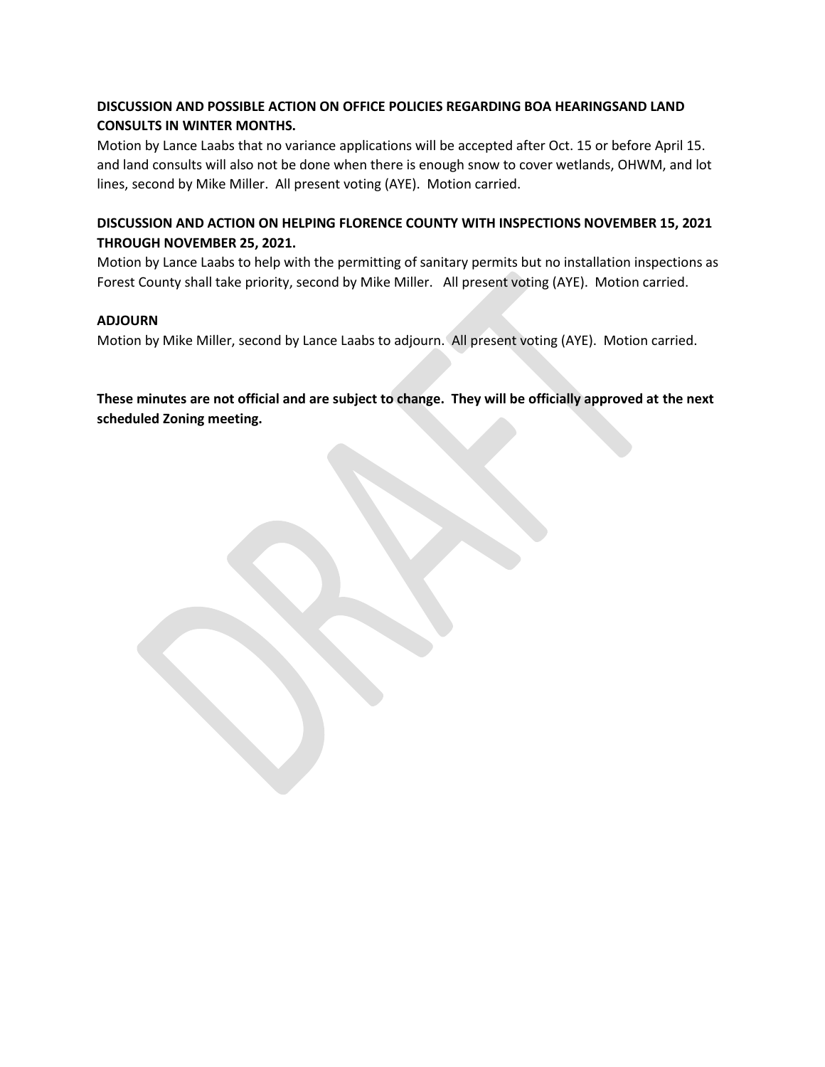**DISCUSSION AND POSSIBLE ACTION ON OFFICE POLICIES REGARDING BOA HEARINGSAND LAND CONSULTS IN WINTER MONTHS.**

Motion by Lance Laabs that no variance applications will be accepted after Oct. 15 or before April 15. and land consults will also not be done when there is enough snow to cover wetlands, OHWM, and lot lines, second by Mike Miller. All present voting (AYE). Motion carried.

**DISCUSSION AND ACTION ON HELPING FLORENCE COUNTY WITH INSPECTIONS NOVEMBER 15, 2021 THROUGH NOVEMBER 25, 2021.**

Motion by Lance Laabs to help with the permitting of sanitary permits but no installation inspections as Forest County shall take priority, second by Mike Miller. All present voting (AYE). Motion carried.

**ADJOURN**

Motion by Mike Miller, second by Lance Laabs to adjourn. All present voting (AYE). Motion carried.

**These minutes are not official and are subject to change. They will be officially approved at the next scheduled Zoning meeting.**